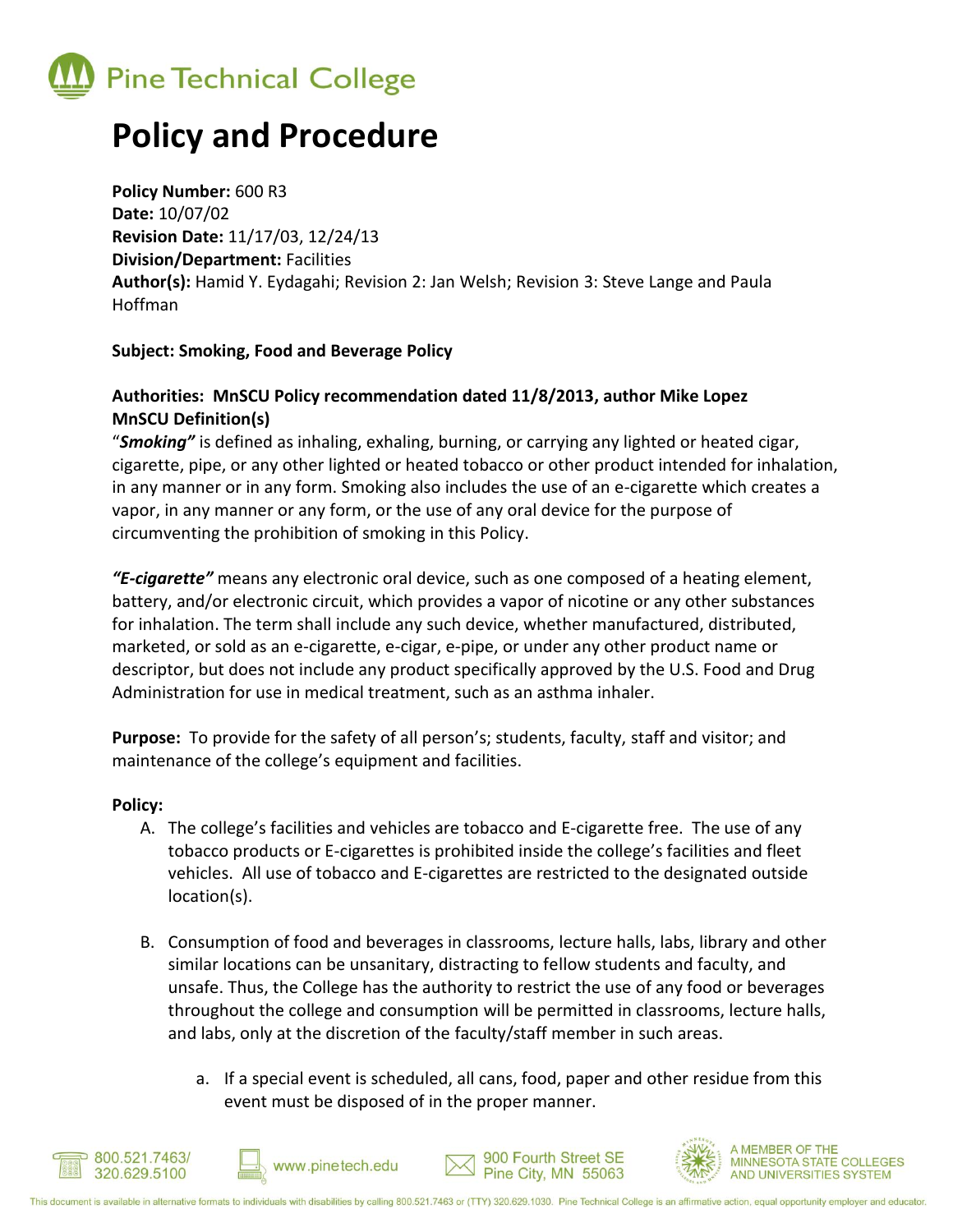Pine Technical College

# Policy and Procedure

**Policy Number:** 600 R3
**Date:** 10/07/02
**Revision Date:** 11/17/03, 12/24/13
**Division/Department:** Facilities
**Author(s):** Hamid Y. Eydagahi; Revision 2: Jan Welsh; Revision 3: Steve Lange and Paula Hoffman

**Subject: Smoking, Food and Beverage Policy**

**Authorities: MnSCU Policy recommendation dated 11/8/2013, author Mike Lopez**
**MnSCU Definition(s)**
"***Smoking"*** is defined as inhaling, exhaling, burning, or carrying any lighted or heated cigar, cigarette, pipe, or any other lighted or heated tobacco or other product intended for inhalation, in any manner or in any form. Smoking also includes the use of an e-cigarette which creates a vapor, in any manner or any form, or the use of any oral device for the purpose of circumventing the prohibition of smoking in this Policy.

***"E-cigarette"*** means any electronic oral device, such as one composed of a heating element, battery, and/or electronic circuit, which provides a vapor of nicotine or any other substances for inhalation. The term shall include any such device, whether manufactured, distributed, marketed, or sold as an e-cigarette, e-cigar, e-pipe, or under any other product name or descriptor, but does not include any product specifically approved by the U.S. Food and Drug Administration for use in medical treatment, such as an asthma inhaler.

**Purpose:** To provide for the safety of all person's; students, faculty, staff and visitor; and maintenance of the college's equipment and facilities.

**Policy:**

A. The college's facilities and vehicles are tobacco and E-cigarette free. The use of any tobacco products or E-cigarettes is prohibited inside the college's facilities and fleet vehicles. All use of tobacco and E-cigarettes are restricted to the designated outside location(s).

B. Consumption of food and beverages in classrooms, lecture halls, labs, library and other similar locations can be unsanitary, distracting to fellow students and faculty, and unsafe. Thus, the College has the authority to restrict the use of any food or beverages throughout the college and consumption will be permitted in classrooms, lecture halls, and labs, only at the discretion of the faculty/staff member in such areas.

   a. If a special event is scheduled, all cans, food, paper and other residue from this event must be disposed of in the proper manner.

800.521.7463/ 320.629.5100 | www.pinetech.edu | 900 Fourth Street SE Pine City, MN 55063 | A MEMBER OF THE MINNESOTA STATE COLLEGES AND UNIVERSITIES SYSTEM

This document is available in alternative formats to individuals with disabilities by calling 800.521.7463 or (TTY) 320.629.1030. Pine Technical College is an affirmative action, equal opportunity employer and educator.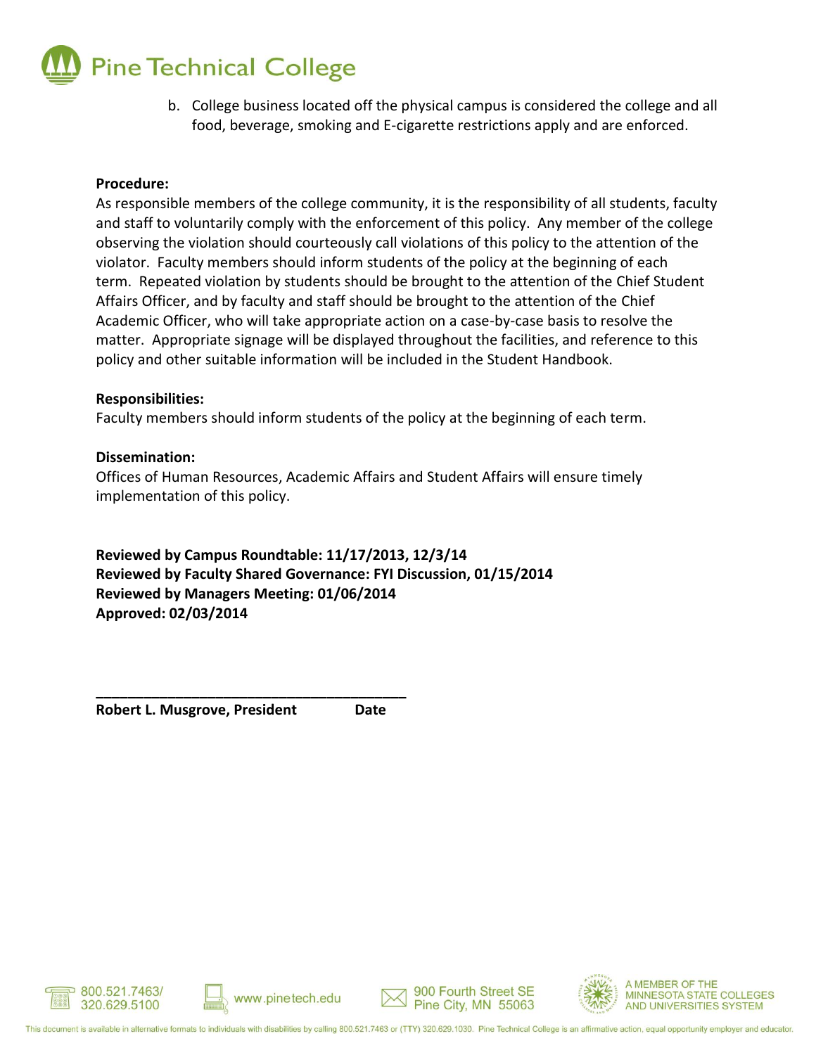b. College business located off the physical campus is considered the college and all food, beverage, smoking and E-cigarette restrictions apply and are enforced.

**Procedure:**

As responsible members of the college community, it is the responsibility of all students, faculty and staff to voluntarily comply with the enforcement of this policy. Any member of the college observing the violation should courteously call violations of this policy to the attention of the violator. Faculty members should inform students of the policy at the beginning of each term. Repeated violation by students should be brought to the attention of the Chief Student Affairs Officer, and by faculty and staff should be brought to the attention of the Chief Academic Officer, who will take appropriate action on a case-by-case basis to resolve the matter. Appropriate signage will be displayed throughout the facilities, and reference to this policy and other suitable information will be included in the Student Handbook.

**Responsibilities:**

Faculty members should inform students of the policy at the beginning of each term.

**Dissemination:**

Offices of Human Resources, Academic Affairs and Student Affairs will ensure timely implementation of this policy.

**Reviewed by Campus Roundtable: 11/17/2013, 12/3/14**
**Reviewed by Faculty Shared Governance: FYI Discussion, 01/15/2014**
**Reviewed by Managers Meeting: 01/06/2014**
**Approved: 02/03/2014**

________________________________________

**Robert L. Musgrove, President Date**

800.521.7463/ 320.629.5100 www.pinetech.edu 900 Fourth Street SE Pine City, MN 55063 A MEMBER OF THE MINNESOTA STATE COLLEGES AND UNIVERSITIES SYSTEM

This document is available in alternative formats to individuals with disabilities by calling 800.521.7463 or (TTY) 320.629.1030. Pine Technical College is an affirmative action, equal opportunity employer and educator.